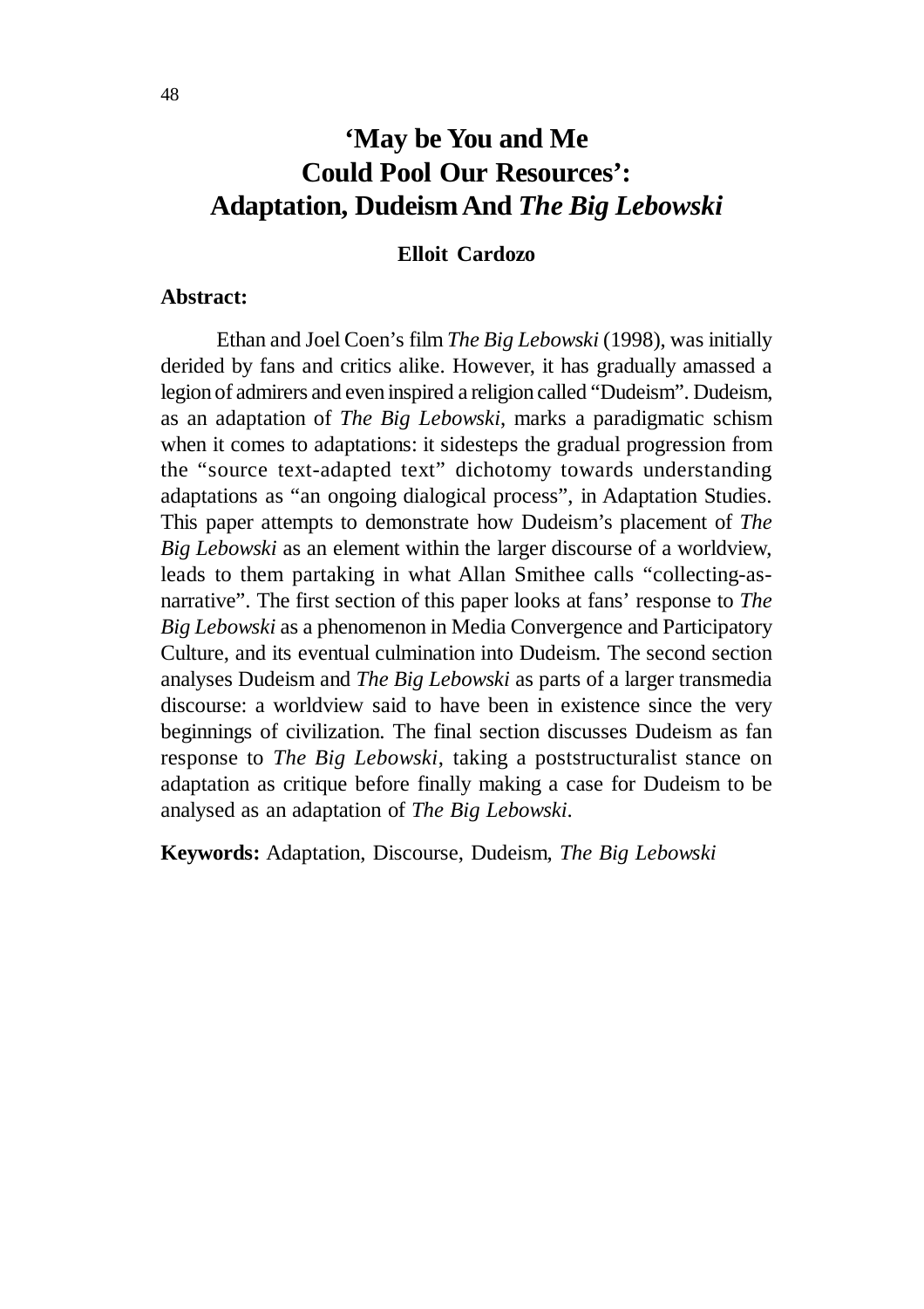# 'May be You and Me Could Pool Our Resources': Adaptation, Dudeism And *The Big Lebowski*

**Elloit Cardozo**

**Abstract:**

Ethan and Joel Coen's film *The Big Lebowski* (1998), was initially derided by fans and critics alike. However, it has gradually amassed a legion of admirers and even inspired a religion called "Dudeism". Dudeism, as an adaptation of *The Big Lebowski*, marks a paradigmatic schism when it comes to adaptations: it sidesteps the gradual progression from the "source text-adapted text" dichotomy towards understanding adaptations as "an ongoing dialogical process", in Adaptation Studies. This paper attempts to demonstrate how Dudeism's placement of *The Big Lebowski* as an element within the larger discourse of a worldview, leads to them partaking in what Allan Smithee calls "collecting-as-narrative". The first section of this paper looks at fans' response to *The Big Lebowski* as a phenomenon in Media Convergence and Participatory Culture, and its eventual culmination into Dudeism. The second section analyses Dudeism and *The Big Lebowski* as parts of a larger transmedia discourse: a worldview said to have been in existence since the very beginnings of civilization. The final section discusses Dudeism as fan response to *The Big Lebowski*, taking a poststructuralist stance on adaptation as critique before finally making a case for Dudeism to be analysed as an adaptation of *The Big Lebowski*.

**Keywords:** Adaptation, Discourse, Dudeism, *The Big Lebowski*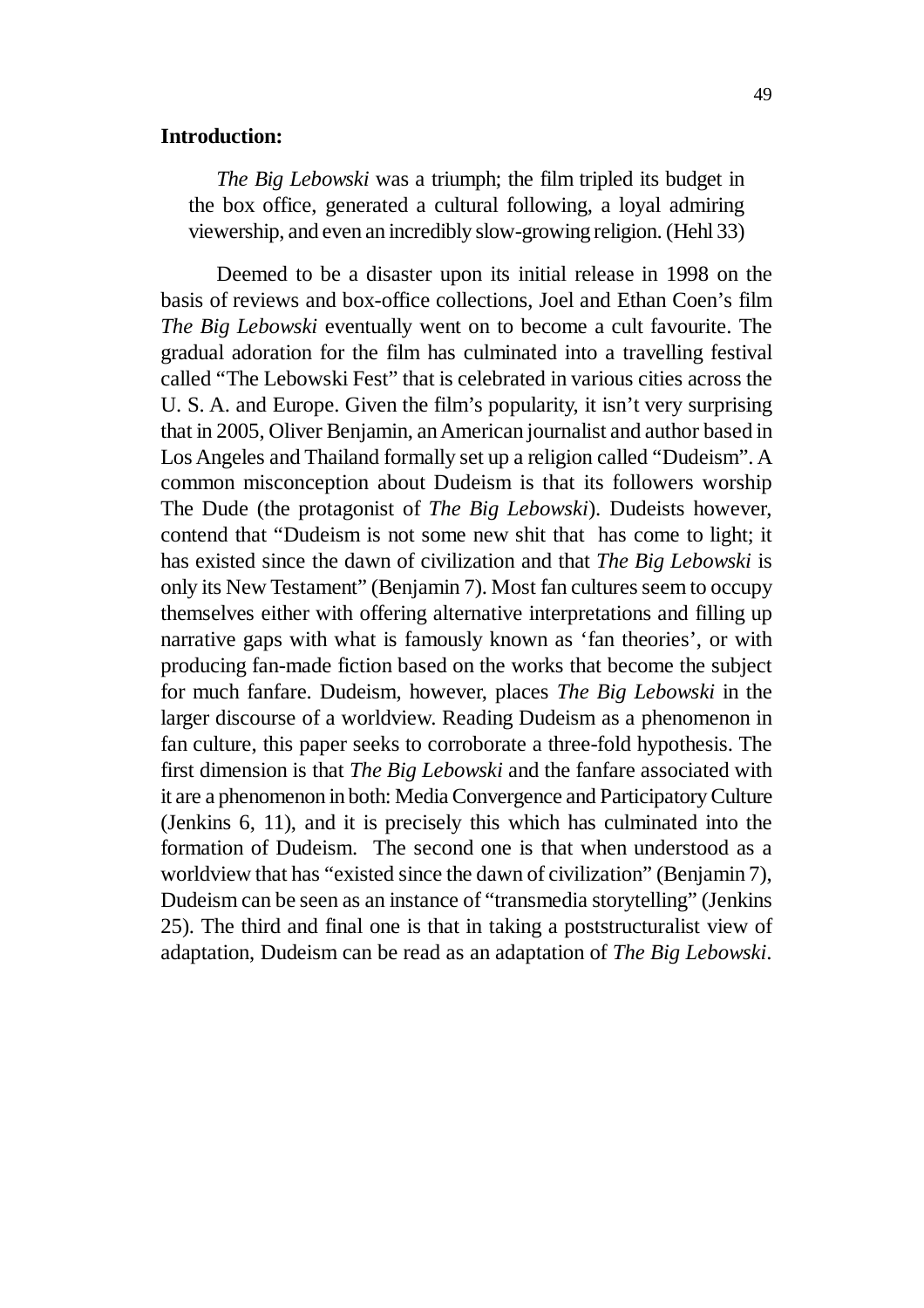**Introduction:**

> *The Big Lebowski* was a triumph; the film tripled its budget in the box office, generated a cultural following, a loyal admiring viewership, and even an incredibly slow-growing religion. (Hehl 33)

Deemed to be a disaster upon its initial release in 1998 on the basis of reviews and box-office collections, Joel and Ethan Coen's film *The Big Lebowski* eventually went on to become a cult favourite. The gradual adoration for the film has culminated into a travelling festival called "The Lebowski Fest" that is celebrated in various cities across the U. S. A. and Europe. Given the film's popularity, it isn't very surprising that in 2005, Oliver Benjamin, an American journalist and author based in Los Angeles and Thailand formally set up a religion called "Dudeism". A common misconception about Dudeism is that its followers worship The Dude (the protagonist of *The Big Lebowski*). Dudeists however, contend that "Dudeism is not some new shit that has come to light; it has existed since the dawn of civilization and that *The Big Lebowski* is only its New Testament" (Benjamin 7). Most fan cultures seem to occupy themselves either with offering alternative interpretations and filling up narrative gaps with what is famously known as 'fan theories', or with producing fan-made fiction based on the works that become the subject for much fanfare. Dudeism, however, places *The Big Lebowski* in the larger discourse of a worldview. Reading Dudeism as a phenomenon in fan culture, this paper seeks to corroborate a three-fold hypothesis. The first dimension is that *The Big Lebowski* and the fanfare associated with it are a phenomenon in both: Media Convergence and Participatory Culture (Jenkins 6, 11), and it is precisely this which has culminated into the formation of Dudeism. The second one is that when understood as a worldview that has "existed since the dawn of civilization" (Benjamin 7), Dudeism can be seen as an instance of "transmedia storytelling" (Jenkins 25). The third and final one is that in taking a poststructuralist view of adaptation, Dudeism can be read as an adaptation of *The Big Lebowski*.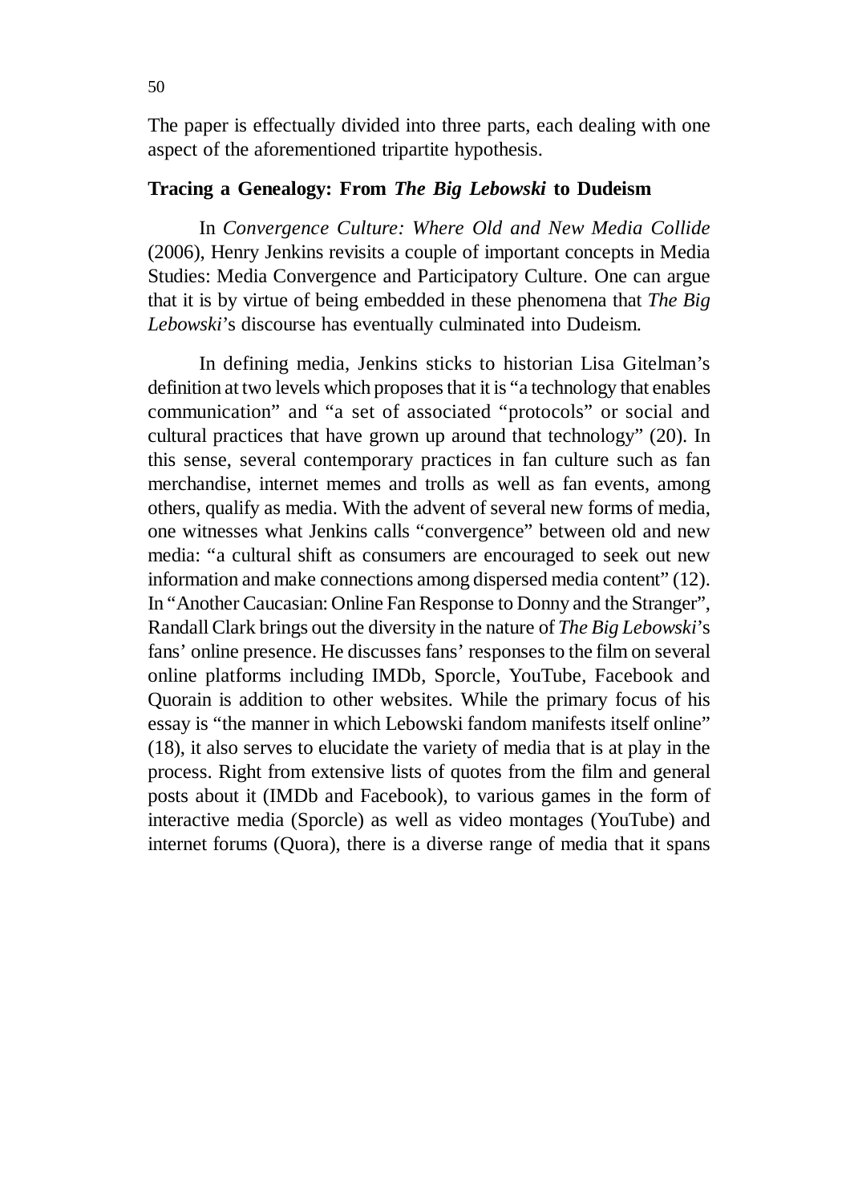The paper is effectually divided into three parts, each dealing with one aspect of the aforementioned tripartite hypothesis.

## Tracing a Genealogy: From *The Big Lebowski* to Dudeism

In *Convergence Culture: Where Old and New Media Collide* (2006), Henry Jenkins revisits a couple of important concepts in Media Studies: Media Convergence and Participatory Culture. One can argue that it is by virtue of being embedded in these phenomena that *The Big Lebowski*'s discourse has eventually culminated into Dudeism.

In defining media, Jenkins sticks to historian Lisa Gitelman's definition at two levels which proposes that it is "a technology that enables communication" and "a set of associated "protocols" or social and cultural practices that have grown up around that technology" (20). In this sense, several contemporary practices in fan culture such as fan merchandise, internet memes and trolls as well as fan events, among others, qualify as media. With the advent of several new forms of media, one witnesses what Jenkins calls "convergence" between old and new media: "a cultural shift as consumers are encouraged to seek out new information and make connections among dispersed media content" (12). In "Another Caucasian: Online Fan Response to Donny and the Stranger", Randall Clark brings out the diversity in the nature of *The Big Lebowski*'s fans' online presence. He discusses fans' responses to the film on several online platforms including IMDb, Sporcle, YouTube, Facebook and Quorain is addition to other websites. While the primary focus of his essay is "the manner in which Lebowski fandom manifests itself online" (18), it also serves to elucidate the variety of media that is at play in the process. Right from extensive lists of quotes from the film and general posts about it (IMDb and Facebook), to various games in the form of interactive media (Sporcle) as well as video montages (YouTube) and internet forums (Quora), there is a diverse range of media that it spans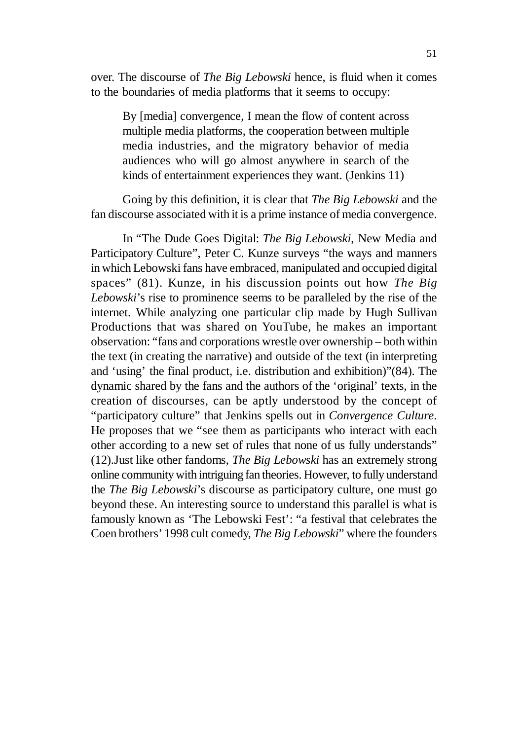over. The discourse of *The Big Lebowski* hence, is fluid when it comes to the boundaries of media platforms that it seems to occupy:

> By [media] convergence, I mean the flow of content across multiple media platforms, the cooperation between multiple media industries, and the migratory behavior of media audiences who will go almost anywhere in search of the kinds of entertainment experiences they want. (Jenkins 11)

Going by this definition, it is clear that *The Big Lebowski* and the fan discourse associated with it is a prime instance of media convergence.

In "The Dude Goes Digital: *The Big Lebowski*, New Media and Participatory Culture", Peter C. Kunze surveys "the ways and manners in which Lebowski fans have embraced, manipulated and occupied digital spaces" (81). Kunze, in his discussion points out how *The Big Lebowski*'s rise to prominence seems to be paralleled by the rise of the internet. While analyzing one particular clip made by Hugh Sullivan Productions that was shared on YouTube, he makes an important observation: "fans and corporations wrestle over ownership – both within the text (in creating the narrative) and outside of the text (in interpreting and 'using' the final product, i.e. distribution and exhibition)"(84). The dynamic shared by the fans and the authors of the 'original' texts, in the creation of discourses, can be aptly understood by the concept of "participatory culture" that Jenkins spells out in *Convergence Culture*. He proposes that we "see them as participants who interact with each other according to a new set of rules that none of us fully understands" (12).Just like other fandoms, *The Big Lebowski* has an extremely strong online community with intriguing fan theories. However, to fully understand the *The Big Lebowski*'s discourse as participatory culture, one must go beyond these. An interesting source to understand this parallel is what is famously known as 'The Lebowski Fest': "a festival that celebrates the Coen brothers' 1998 cult comedy, *The Big Lebowski*" where the founders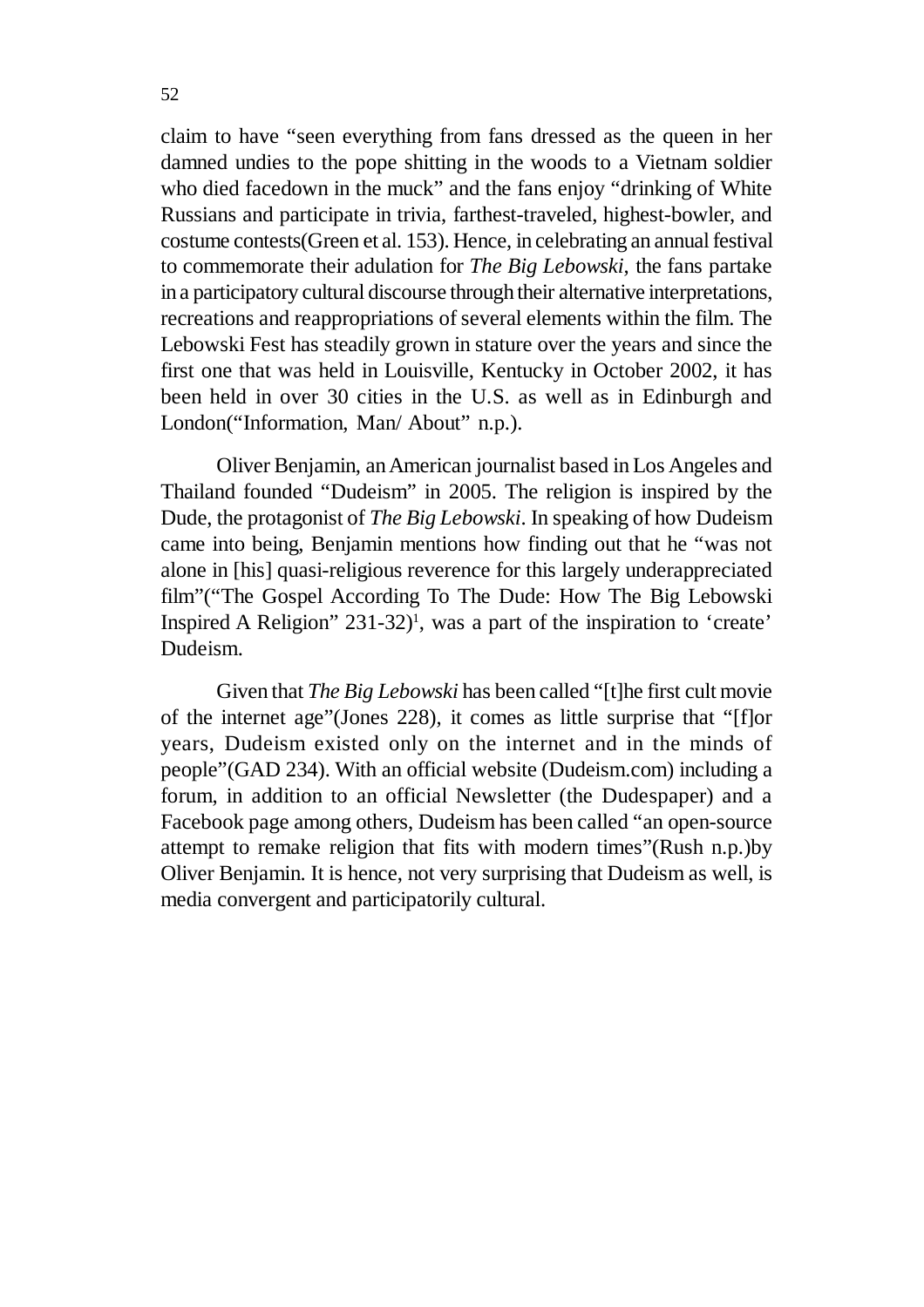claim to have "seen everything from fans dressed as the queen in her damned undies to the pope shitting in the woods to a Vietnam soldier who died facedown in the muck" and the fans enjoy "drinking of White Russians and participate in trivia, farthest-traveled, highest-bowler, and costume contests(Green et al. 153). Hence, in celebrating an annual festival to commemorate their adulation for *The Big Lebowski*, the fans partake in a participatory cultural discourse through their alternative interpretations, recreations and reappropriations of several elements within the film. The Lebowski Fest has steadily grown in stature over the years and since the first one that was held in Louisville, Kentucky in October 2002, it has been held in over 30 cities in the U.S. as well as in Edinburgh and London("Information, Man/ About" n.p.).

Oliver Benjamin, an American journalist based in Los Angeles and Thailand founded "Dudeism" in 2005. The religion is inspired by the Dude, the protagonist of *The Big Lebowski*. In speaking of how Dudeism came into being, Benjamin mentions how finding out that he "was not alone in [his] quasi-religious reverence for this largely underappreciated film"("The Gospel According To The Dude: How The Big Lebowski Inspired A Religion" 231-32)[1], was a part of the inspiration to 'create' Dudeism.

Given that *The Big Lebowski* has been called "[t]he first cult movie of the internet age"(Jones 228), it comes as little surprise that "[f]or years, Dudeism existed only on the internet and in the minds of people"(GAD 234). With an official website (Dudeism.com) including a forum, in addition to an official Newsletter (the Dudespaper) and a Facebook page among others, Dudeism has been called "an open-source attempt to remake religion that fits with modern times"(Rush n.p.)by Oliver Benjamin. It is hence, not very surprising that Dudeism as well, is media convergent and participatorily cultural.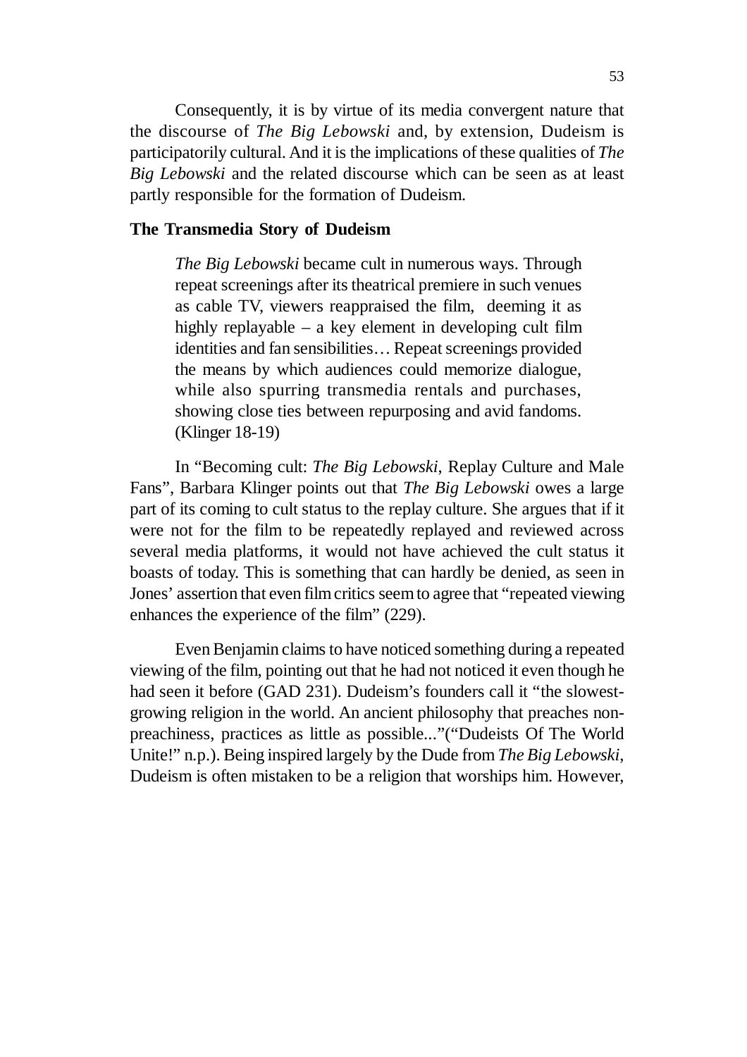Consequently, it is by virtue of its media convergent nature that the discourse of *The Big Lebowski* and, by extension, Dudeism is participatorily cultural. And it is the implications of these qualities of *The Big Lebowski* and the related discourse which can be seen as at least partly responsible for the formation of Dudeism.

## The Transmedia Story of Dudeism

> *The Big Lebowski* became cult in numerous ways. Through repeat screenings after its theatrical premiere in such venues as cable TV, viewers reappraised the film, deeming it as highly replayable – a key element in developing cult film identities and fan sensibilities… Repeat screenings provided the means by which audiences could memorize dialogue, while also spurring transmedia rentals and purchases, showing close ties between repurposing and avid fandoms. (Klinger 18-19)

In "Becoming cult: *The Big Lebowski*, Replay Culture and Male Fans", Barbara Klinger points out that *The Big Lebowski* owes a large part of its coming to cult status to the replay culture. She argues that if it were not for the film to be repeatedly replayed and reviewed across several media platforms, it would not have achieved the cult status it boasts of today. This is something that can hardly be denied, as seen in Jones' assertion that even film critics seem to agree that "repeated viewing enhances the experience of the film" (229).

Even Benjamin claims to have noticed something during a repeated viewing of the film, pointing out that he had not noticed it even though he had seen it before (GAD 231). Dudeism's founders call it "the slowest-growing religion in the world. An ancient philosophy that preaches non-preachiness, practices as little as possible..."("Dudeists Of The World Unite!" n.p.). Being inspired largely by the Dude from *The Big Lebowski*, Dudeism is often mistaken to be a religion that worships him. However,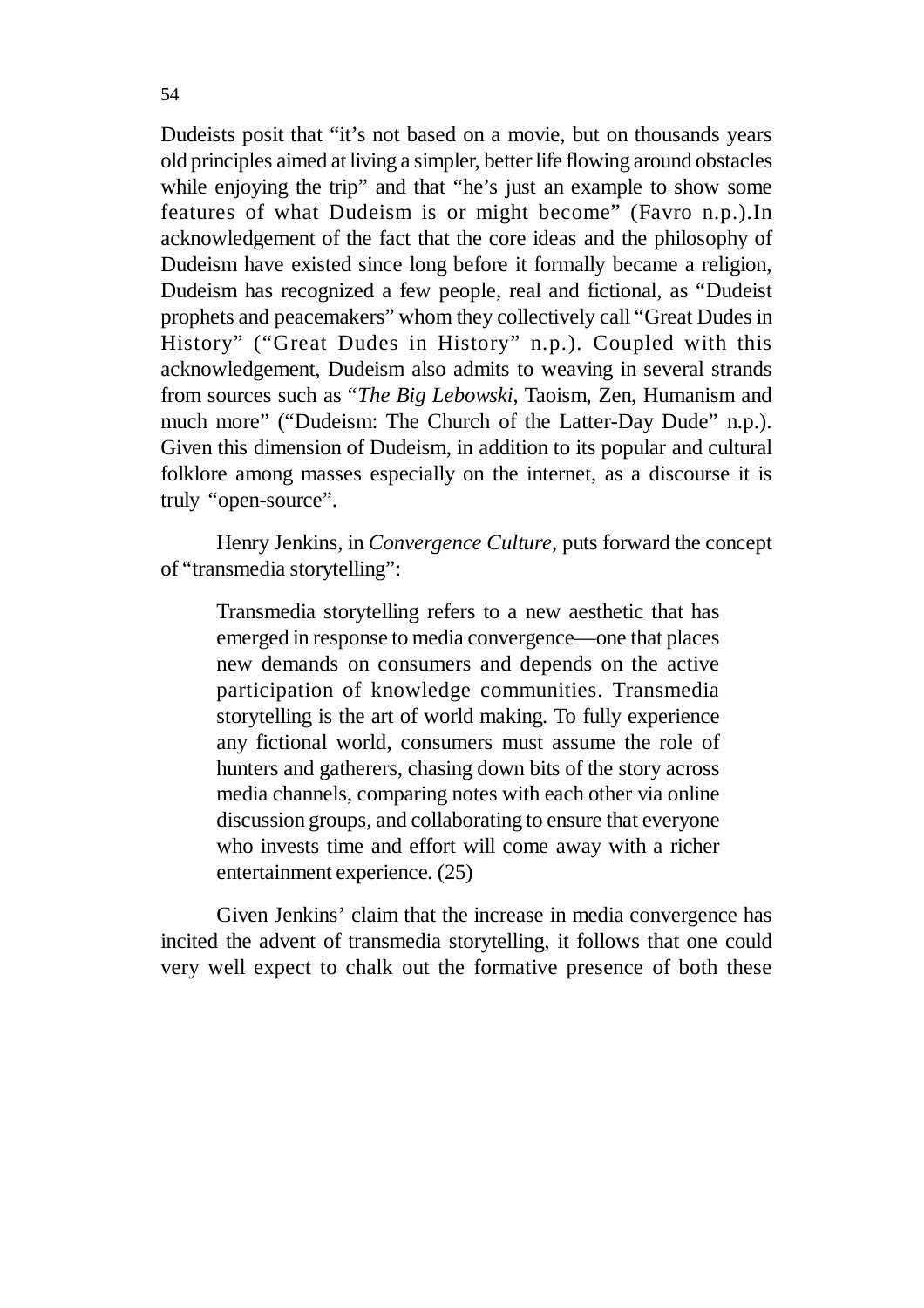Dudeists posit that "it's not based on a movie, but on thousands years old principles aimed at living a simpler, better life flowing around obstacles while enjoying the trip" and that "he's just an example to show some features of what Dudeism is or might become" (Favro n.p.).In acknowledgement of the fact that the core ideas and the philosophy of Dudeism have existed since long before it formally became a religion, Dudeism has recognized a few people, real and fictional, as "Dudeist prophets and peacemakers" whom they collectively call "Great Dudes in History" ("Great Dudes in History" n.p.). Coupled with this acknowledgement, Dudeism also admits to weaving in several strands from sources such as "*The Big Lebowski*, Taoism, Zen, Humanism and much more" ("Dudeism: The Church of the Latter-Day Dude" n.p.). Given this dimension of Dudeism, in addition to its popular and cultural folklore among masses especially on the internet, as a discourse it is truly "open-source".

Henry Jenkins, in *Convergence Culture*, puts forward the concept of "transmedia storytelling":

> Transmedia storytelling refers to a new aesthetic that has emerged in response to media convergence—one that places new demands on consumers and depends on the active participation of knowledge communities. Transmedia storytelling is the art of world making. To fully experience any fictional world, consumers must assume the role of hunters and gatherers, chasing down bits of the story across media channels, comparing notes with each other via online discussion groups, and collaborating to ensure that everyone who invests time and effort will come away with a richer entertainment experience. (25)

Given Jenkins' claim that the increase in media convergence has incited the advent of transmedia storytelling, it follows that one could very well expect to chalk out the formative presence of both these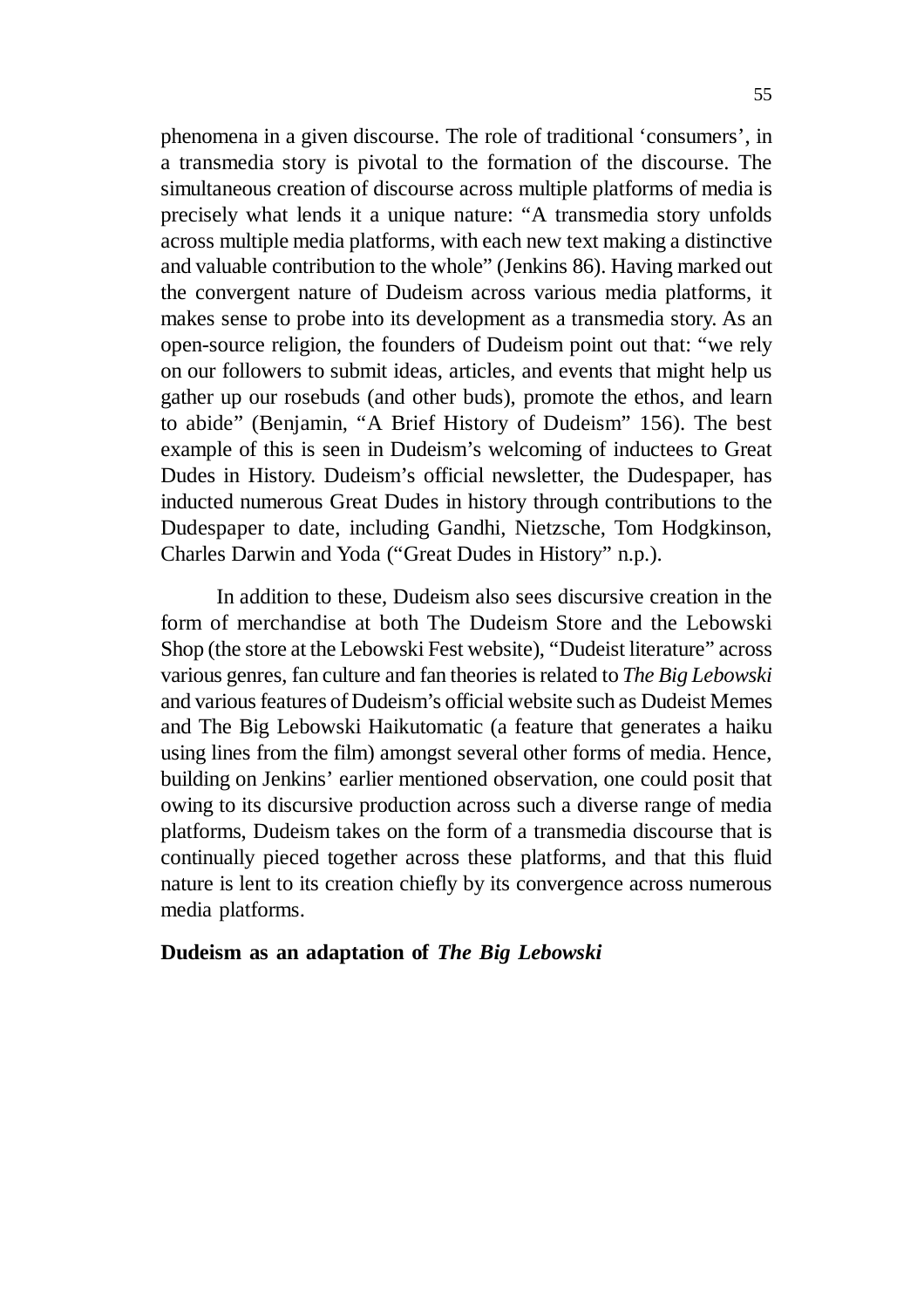phenomena in a given discourse. The role of traditional 'consumers', in a transmedia story is pivotal to the formation of the discourse. The simultaneous creation of discourse across multiple platforms of media is precisely what lends it a unique nature: "A transmedia story unfolds across multiple media platforms, with each new text making a distinctive and valuable contribution to the whole" (Jenkins 86). Having marked out the convergent nature of Dudeism across various media platforms, it makes sense to probe into its development as a transmedia story. As an open-source religion, the founders of Dudeism point out that: "we rely on our followers to submit ideas, articles, and events that might help us gather up our rosebuds (and other buds), promote the ethos, and learn to abide" (Benjamin, "A Brief History of Dudeism" 156). The best example of this is seen in Dudeism's welcoming of inductees to Great Dudes in History. Dudeism's official newsletter, the Dudespaper, has inducted numerous Great Dudes in history through contributions to the Dudespaper to date, including Gandhi, Nietzsche, Tom Hodgkinson, Charles Darwin and Yoda ("Great Dudes in History" n.p.).

In addition to these, Dudeism also sees discursive creation in the form of merchandise at both The Dudeism Store and the Lebowski Shop (the store at the Lebowski Fest website), "Dudeist literature" across various genres, fan culture and fan theories is related to *The Big Lebowski* and various features of Dudeism's official website such as Dudeist Memes and The Big Lebowski Haikutomatic (a feature that generates a haiku using lines from the film) amongst several other forms of media. Hence, building on Jenkins' earlier mentioned observation, one could posit that owing to its discursive production across such a diverse range of media platforms, Dudeism takes on the form of a transmedia discourse that is continually pieced together across these platforms, and that this fluid nature is lent to its creation chiefly by its convergence across numerous media platforms.

**Dudeism as an adaptation of *The Big Lebowski***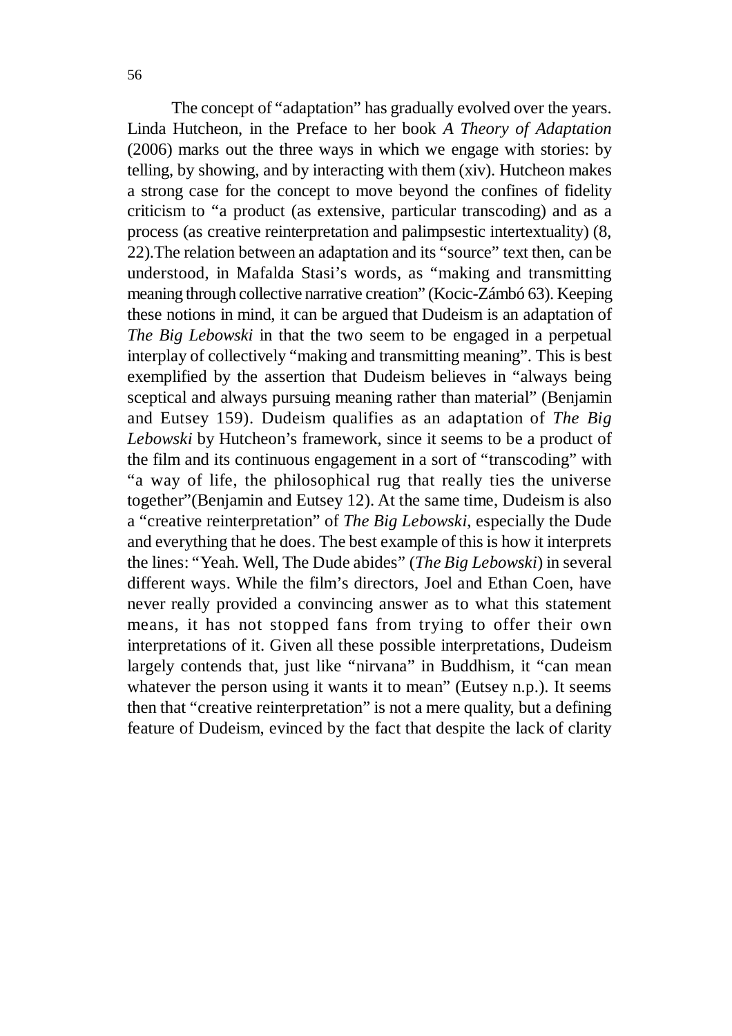The concept of "adaptation" has gradually evolved over the years. Linda Hutcheon, in the Preface to her book *A Theory of Adaptation* (2006) marks out the three ways in which we engage with stories: by telling, by showing, and by interacting with them (xiv). Hutcheon makes a strong case for the concept to move beyond the confines of fidelity criticism to "a product (as extensive, particular transcoding) and as a process (as creative reinterpretation and palimpsestic intertextuality) (8, 22).The relation between an adaptation and its "source" text then, can be understood, in Mafalda Stasi's words, as "making and transmitting meaning through collective narrative creation" (Kocic-Zámbó 63). Keeping these notions in mind, it can be argued that Dudeism is an adaptation of *The Big Lebowski* in that the two seem to be engaged in a perpetual interplay of collectively "making and transmitting meaning". This is best exemplified by the assertion that Dudeism believes in "always being sceptical and always pursuing meaning rather than material" (Benjamin and Eutsey 159). Dudeism qualifies as an adaptation of *The Big Lebowski* by Hutcheon's framework, since it seems to be a product of the film and its continuous engagement in a sort of "transcoding" with "a way of life, the philosophical rug that really ties the universe together"(Benjamin and Eutsey 12). At the same time, Dudeism is also a "creative reinterpretation" of *The Big Lebowski*, especially the Dude and everything that he does. The best example of this is how it interprets the lines: "Yeah. Well, The Dude abides" (*The Big Lebowski*) in several different ways. While the film's directors, Joel and Ethan Coen, have never really provided a convincing answer as to what this statement means, it has not stopped fans from trying to offer their own interpretations of it. Given all these possible interpretations, Dudeism largely contends that, just like "nirvana" in Buddhism, it "can mean whatever the person using it wants it to mean" (Eutsey n.p.). It seems then that "creative reinterpretation" is not a mere quality, but a defining feature of Dudeism, evinced by the fact that despite the lack of clarity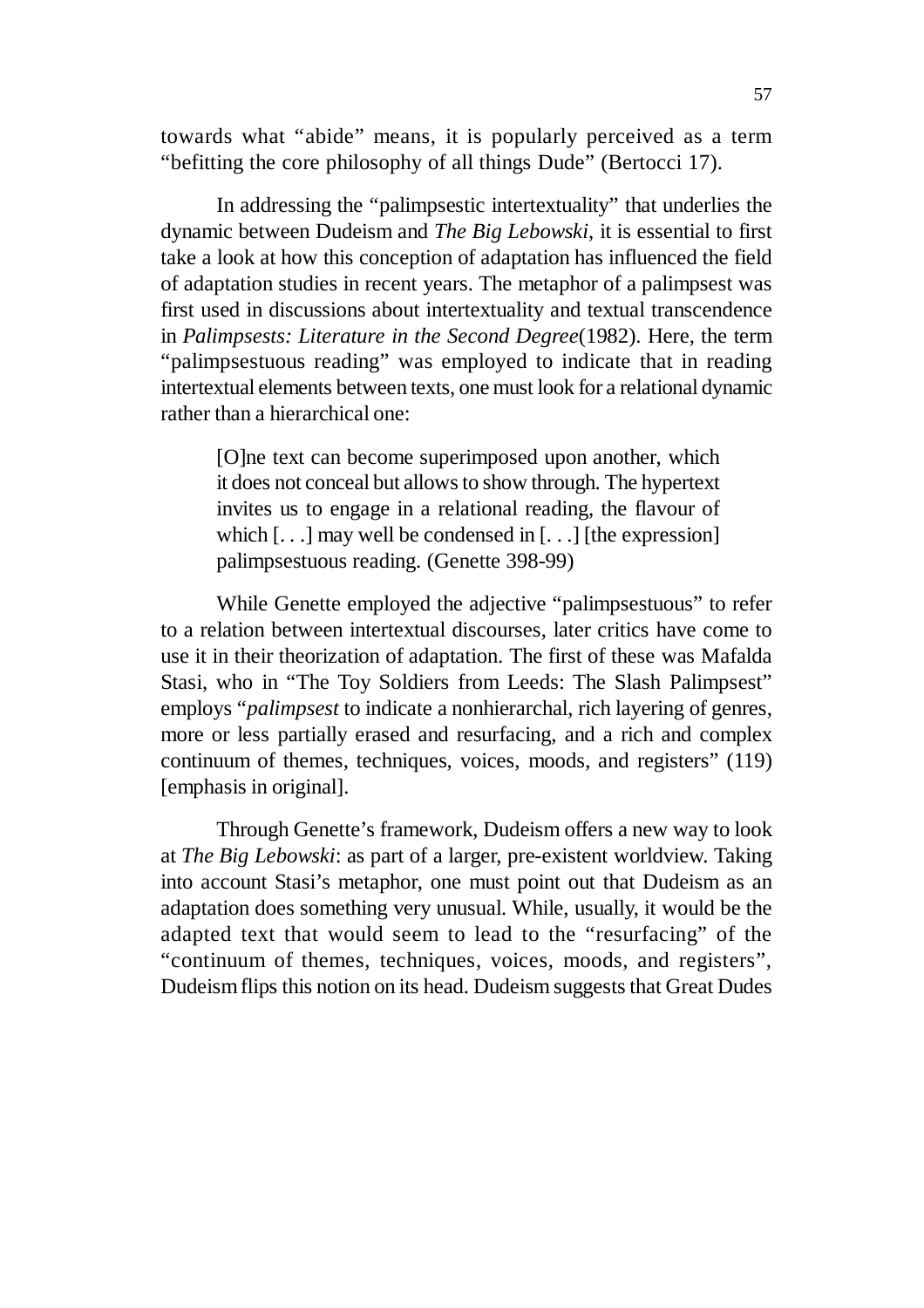towards what "abide" means, it is popularly perceived as a term "befitting the core philosophy of all things Dude" (Bertocci 17).

In addressing the "palimpsestic intertextuality" that underlies the dynamic between Dudeism and *The Big Lebowski*, it is essential to first take a look at how this conception of adaptation has influenced the field of adaptation studies in recent years. The metaphor of a palimpsest was first used in discussions about intertextuality and textual transcendence in *Palimpsests: Literature in the Second Degree*(1982). Here, the term "palimpsestuous reading" was employed to indicate that in reading intertextual elements between texts, one must look for a relational dynamic rather than a hierarchical one:

> [O]ne text can become superimposed upon another, which it does not conceal but allows to show through. The hypertext invites us to engage in a relational reading, the flavour of which [. . .] may well be condensed in [. . .] [the expression] palimpsestuous reading. (Genette 398-99)

While Genette employed the adjective "palimpsestuous" to refer to a relation between intertextual discourses, later critics have come to use it in their theorization of adaptation. The first of these was Mafalda Stasi, who in "The Toy Soldiers from Leeds: The Slash Palimpsest" employs "*palimpsest* to indicate a nonhierarchal, rich layering of genres, more or less partially erased and resurfacing, and a rich and complex continuum of themes, techniques, voices, moods, and registers" (119) [emphasis in original].

Through Genette's framework, Dudeism offers a new way to look at *The Big Lebowski*: as part of a larger, pre-existent worldview. Taking into account Stasi's metaphor, one must point out that Dudeism as an adaptation does something very unusual. While, usually, it would be the adapted text that would seem to lead to the "resurfacing" of the "continuum of themes, techniques, voices, moods, and registers", Dudeism flips this notion on its head. Dudeism suggests that Great Dudes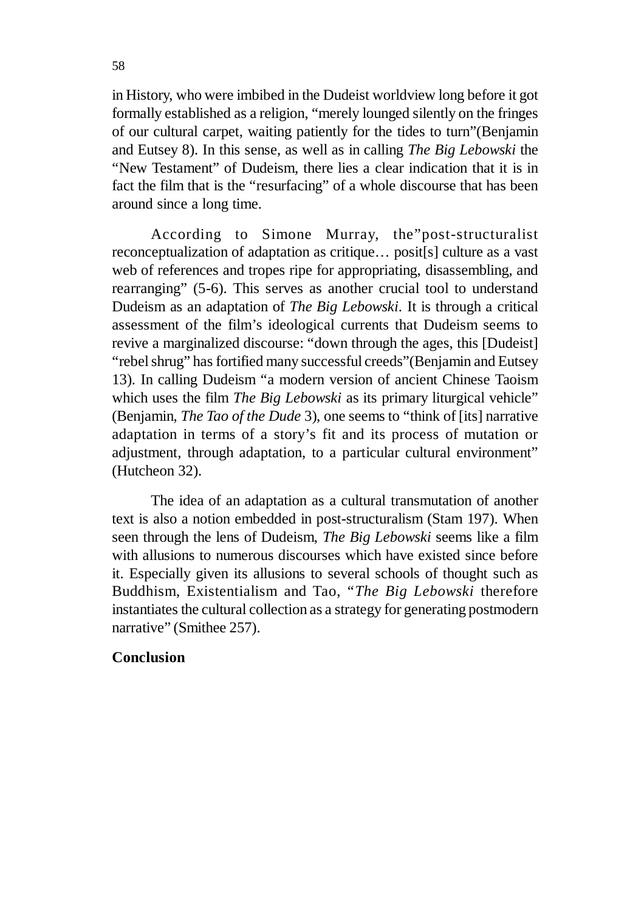in History, who were imbibed in the Dudeist worldview long before it got formally established as a religion, "merely lounged silently on the fringes of our cultural carpet, waiting patiently for the tides to turn"(Benjamin and Eutsey 8). In this sense, as well as in calling *The Big Lebowski* the "New Testament" of Dudeism, there lies a clear indication that it is in fact the film that is the "resurfacing" of a whole discourse that has been around since a long time.

According to Simone Murray, the"post-structuralist reconceptualization of adaptation as critique… posit[s] culture as a vast web of references and tropes ripe for appropriating, disassembling, and rearranging" (5-6). This serves as another crucial tool to understand Dudeism as an adaptation of *The Big Lebowski*. It is through a critical assessment of the film's ideological currents that Dudeism seems to revive a marginalized discourse: "down through the ages, this [Dudeist] "rebel shrug" has fortified many successful creeds"(Benjamin and Eutsey 13). In calling Dudeism "a modern version of ancient Chinese Taoism which uses the film *The Big Lebowski* as its primary liturgical vehicle" (Benjamin, *The Tao of the Dude* 3), one seems to "think of [its] narrative adaptation in terms of a story's fit and its process of mutation or adjustment, through adaptation, to a particular cultural environment" (Hutcheon 32).

The idea of an adaptation as a cultural transmutation of another text is also a notion embedded in post-structuralism (Stam 197). When seen through the lens of Dudeism, *The Big Lebowski* seems like a film with allusions to numerous discourses which have existed since before it. Especially given its allusions to several schools of thought such as Buddhism, Existentialism and Tao, "*The Big Lebowski* therefore instantiates the cultural collection as a strategy for generating postmodern narrative" (Smithee 257).

## Conclusion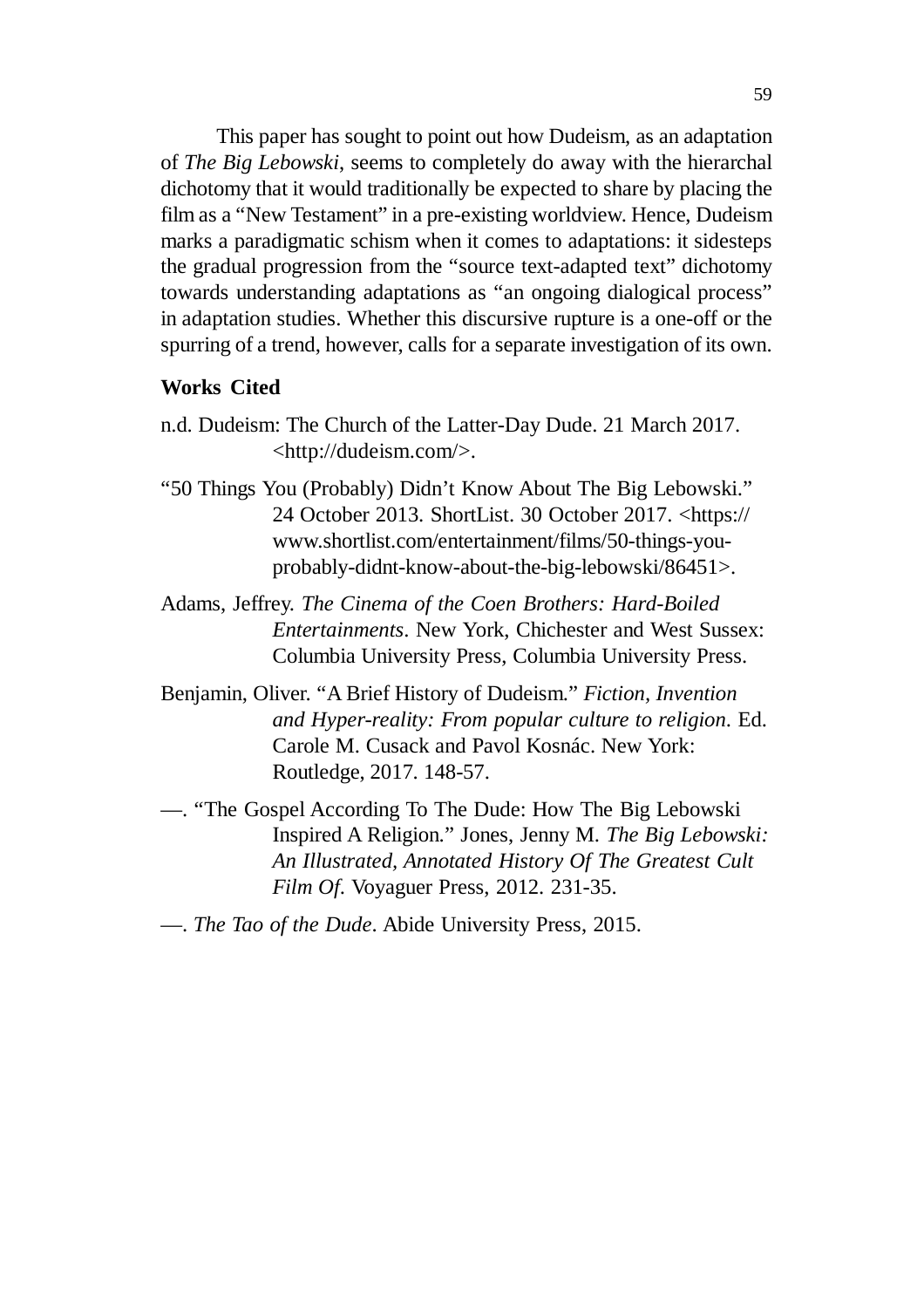This paper has sought to point out how Dudeism, as an adaptation of *The Big Lebowski*, seems to completely do away with the hierarchal dichotomy that it would traditionally be expected to share by placing the film as a "New Testament" in a pre-existing worldview. Hence, Dudeism marks a paradigmatic schism when it comes to adaptations: it sidesteps the gradual progression from the "source text-adapted text" dichotomy towards understanding adaptations as "an ongoing dialogical process" in adaptation studies. Whether this discursive rupture is a one-off or the spurring of a trend, however, calls for a separate investigation of its own.

**Works Cited**

n.d. Dudeism: The Church of the Latter-Day Dude. 21 March 2017. <http://dudeism.com/>.

"50 Things You (Probably) Didn't Know About The Big Lebowski." 24 October 2013. ShortList. 30 October 2017. <https://www.shortlist.com/entertainment/films/50-things-you-probably-didnt-know-about-the-big-lebowski/86451>.

Adams, Jeffrey. *The Cinema of the Coen Brothers: Hard-Boiled Entertainments*. New York, Chichester and West Sussex: Columbia University Press, Columbia University Press.

Benjamin, Oliver. "A Brief History of Dudeism." *Fiction, Invention and Hyper-reality: From popular culture to religion*. Ed. Carole M. Cusack and Pavol Kosnác. New York: Routledge, 2017. 148-57.

—. "The Gospel According To The Dude: How The Big Lebowski Inspired A Religion." Jones, Jenny M. *The Big Lebowski: An Illustrated, Annotated History Of The Greatest Cult Film Of*. Voyaguer Press, 2012. 231-35.

—. *The Tao of the Dude*. Abide University Press, 2015.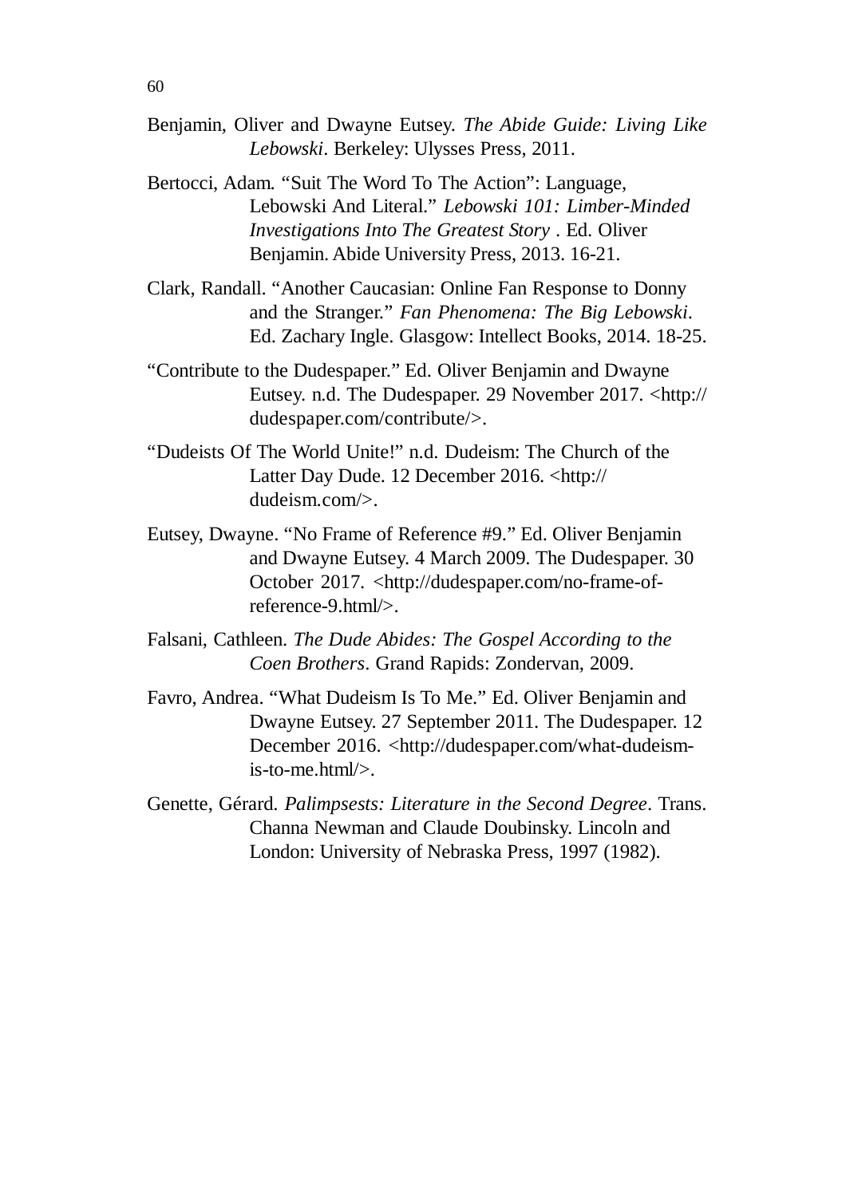Benjamin, Oliver and Dwayne Eutsey. *The Abide Guide: Living Like Lebowski*. Berkeley: Ulysses Press, 2011.

Bertocci, Adam. "Suit The Word To The Action": Language, Lebowski And Literal." *Lebowski 101: Limber-Minded Investigations Into The Greatest Story* . Ed. Oliver Benjamin. Abide University Press, 2013. 16-21.

Clark, Randall. "Another Caucasian: Online Fan Response to Donny and the Stranger." *Fan Phenomena: The Big Lebowski*. Ed. Zachary Ingle. Glasgow: Intellect Books, 2014. 18-25.

"Contribute to the Dudespaper." Ed. Oliver Benjamin and Dwayne Eutsey. n.d. The Dudespaper. 29 November 2017. <http://dudespaper.com/contribute/>.

"Dudeists Of The World Unite!" n.d. Dudeism: The Church of the Latter Day Dude. 12 December 2016. <http://dudeism.com/>.

Eutsey, Dwayne. "No Frame of Reference #9." Ed. Oliver Benjamin and Dwayne Eutsey. 4 March 2009. The Dudespaper. 30 October 2017. <http://dudespaper.com/no-frame-of-reference-9.html/>.

Falsani, Cathleen. *The Dude Abides: The Gospel According to the Coen Brothers*. Grand Rapids: Zondervan, 2009.

Favro, Andrea. "What Dudeism Is To Me." Ed. Oliver Benjamin and Dwayne Eutsey. 27 September 2011. The Dudespaper. 12 December 2016. <http://dudespaper.com/what-dudeism-is-to-me.html/>.

Genette, Gérard. *Palimpsests: Literature in the Second Degree*. Trans. Channa Newman and Claude Doubinsky. Lincoln and London: University of Nebraska Press, 1997 (1982).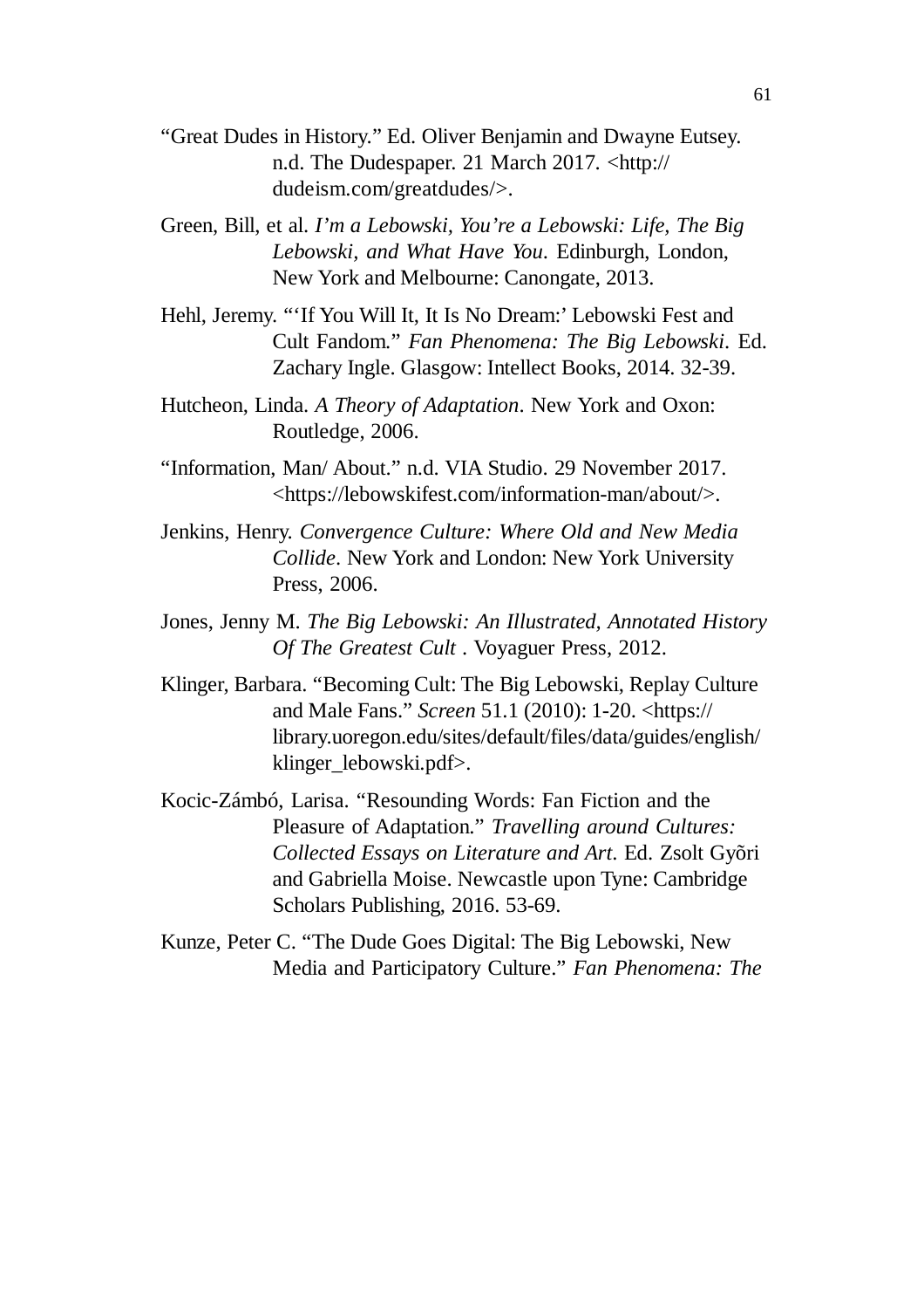“Great Dudes in History.” Ed. Oliver Benjamin and Dwayne Eutsey. n.d. The Dudespaper. 21 March 2017. <http://dudeism.com/greatdudes/>.

Green, Bill, et al. *I’m a Lebowski, You’re a Lebowski: Life, The Big Lebowski, and What Have You*. Edinburgh, London, New York and Melbourne: Canongate, 2013.

Hehl, Jeremy. “‘If You Will It, It Is No Dream:’ Lebowski Fest and Cult Fandom.” *Fan Phenomena: The Big Lebowski*. Ed. Zachary Ingle. Glasgow: Intellect Books, 2014. 32-39.

Hutcheon, Linda. *A Theory of Adaptation*. New York and Oxon: Routledge, 2006.

“Information, Man/ About.” n.d. VIA Studio. 29 November 2017. <https://lebowskifest.com/information-man/about/>.

Jenkins, Henry. *Convergence Culture: Where Old and New Media Collide*. New York and London: New York University Press, 2006.

Jones, Jenny M. *The Big Lebowski: An Illustrated, Annotated History Of The Greatest Cult* . Voyaguer Press, 2012.

Klinger, Barbara. “Becoming Cult: The Big Lebowski, Replay Culture and Male Fans.” *Screen* 51.1 (2010): 1-20. <https://library.uoregon.edu/sites/default/files/data/guides/english/klinger_lebowski.pdf>.

Kocic-Zámbó, Larisa. “Resounding Words: Fan Fiction and the Pleasure of Adaptation.” *Travelling around Cultures: Collected Essays on Literature and Art*. Ed. Zsolt Gyõri and Gabriella Moise. Newcastle upon Tyne: Cambridge Scholars Publishing, 2016. 53-69.

Kunze, Peter C. “The Dude Goes Digital: The Big Lebowski, New Media and Participatory Culture.” *Fan Phenomena: The*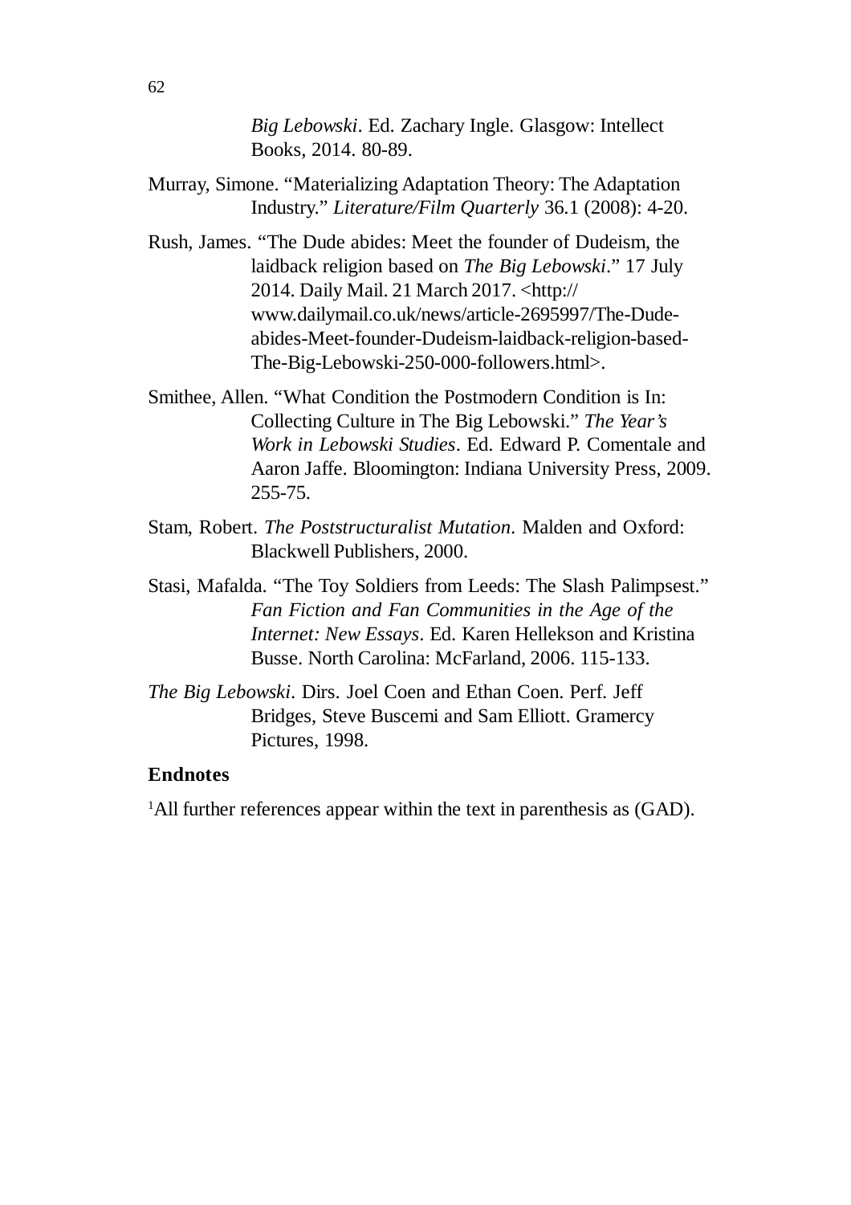*Big Lebowski*. Ed. Zachary Ingle. Glasgow: Intellect Books, 2014. 80-89.

Murray, Simone. "Materializing Adaptation Theory: The Adaptation Industry." *Literature/Film Quarterly* 36.1 (2008): 4-20.

Rush, James. "The Dude abides: Meet the founder of Dudeism, the laidback religion based on *The Big Lebowski*." 17 July 2014. Daily Mail. 21 March 2017. <http://www.dailymail.co.uk/news/article-2695997/The-Dude-abides-Meet-founder-Dudeism-laidback-religion-based-The-Big-Lebowski-250-000-followers.html>.

Smithee, Allen. "What Condition the Postmodern Condition is In: Collecting Culture in The Big Lebowski." *The Year's Work in Lebowski Studies*. Ed. Edward P. Comentale and Aaron Jaffe. Bloomington: Indiana University Press, 2009. 255-75.

Stam, Robert. *The Poststructuralist Mutation*. Malden and Oxford: Blackwell Publishers, 2000.

Stasi, Mafalda. "The Toy Soldiers from Leeds: The Slash Palimpsest." *Fan Fiction and Fan Communities in the Age of the Internet: New Essays*. Ed. Karen Hellekson and Kristina Busse. North Carolina: McFarland, 2006. 115-133.

*The Big Lebowski*. Dirs. Joel Coen and Ethan Coen. Perf. Jeff Bridges, Steve Buscemi and Sam Elliott. Gramercy Pictures, 1998.

## Endnotes

[1]All further references appear within the text in parenthesis as (GAD).